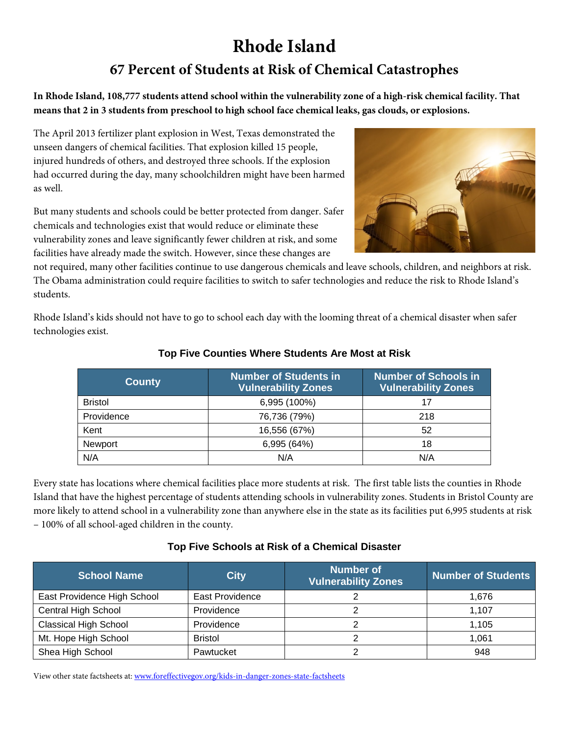# Rhode Island

## 67 Percent of Students at Risk of Chemical Catastrophes

**In Rhode Island, 108,777 students attend school within the vulnerability zone of a high-risk chemical facility. That means that 2 in 3 students from preschool to high school face chemical leaks, gas clouds, or explosions.**

The April 2013 fertilizer plant explosion in West, Texas demonstrated the unseen dangers of chemical facilities. That explosion killed 15 people, injured hundreds of others, and destroyed three schools. If the explosion had occurred during the day, many schoolchildren might have been harmed as well.

But many students and schools could be better protected from danger. Safer chemicals and technologies exist that would reduce or eliminate these vulnerability zones and leave significantly fewer children at risk, and some facilities have already made the switch. However, since these changes are not required, many other facilities continue to use dangerous chemicals and leave schools, children, and neighbors at risk. The Obama administration could require facilities to switch to safer technologies and reduce the risk to Rhode Island's students.

Rhode Island's kids should not have to go to school each day with the looming threat of a chemical disaster when safer technologies exist.

### Top Five Counties Where Students Are Most at Risk

| County | Number of Students in Vulnerability Zones | Number of Schools in Vulnerability Zones |
|---|---|---|
| Bristol | 6,995 (100%) | 17 |
| Providence | 76,736 (79%) | 218 |
| Kent | 16,556 (67%) | 52 |
| Newport | 6,995 (64%) | 18 |
| N/A | N/A | N/A |

Every state has locations where chemical facilities place more students at risk. The first table lists the counties in Rhode Island that have the highest percentage of students attending schools in vulnerability zones. Students in Bristol County are more likely to attend school in a vulnerability zone than anywhere else in the state as its facilities put 6,995 students at risk – 100% of all school-aged children in the county.

### Top Five Schools at Risk of a Chemical Disaster

| School Name | City | Number of Vulnerability Zones | Number of Students |
|---|---|---|---|
| East Providence High School | East Providence | 2 | 1,676 |
| Central High School | Providence | 2 | 1,107 |
| Classical High School | Providence | 2 | 1,105 |
| Mt. Hope High School | Bristol | 2 | 1,061 |
| Shea High School | Pawtucket | 2 | 948 |

View other state factsheets at: [www.foreffectivegov.org/kids-in-danger-zones-state-factsheets](www.foreffectivegov.org/kids-in-danger-zones-state-factsheets)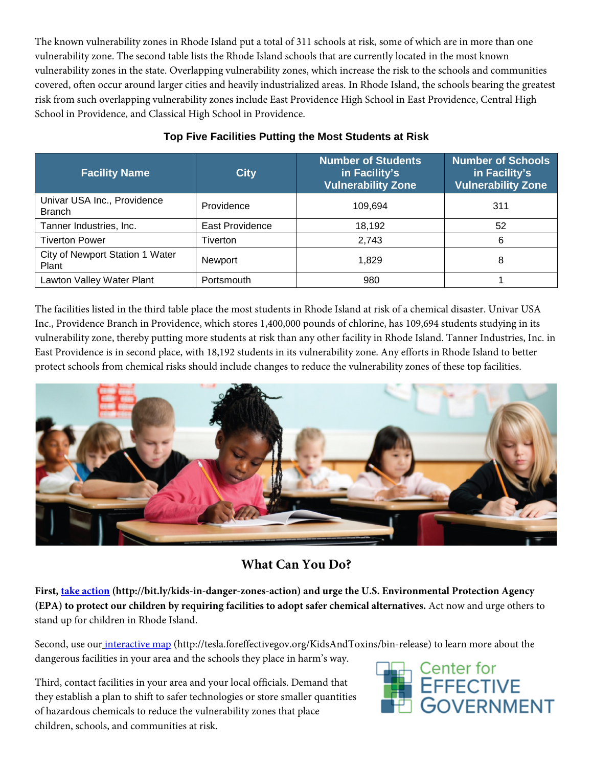The known vulnerability zones in Rhode Island put a total of 311 schools at risk, some of which are in more than one vulnerability zone. The second table lists the Rhode Island schools that are currently located in the most known vulnerability zones in the state. Overlapping vulnerability zones, which increase the risk to the schools and communities covered, often occur around larger cities and heavily industrialized areas. In Rhode Island, the schools bearing the greatest risk from such overlapping vulnerability zones include East Providence High School in East Providence, Central High School in Providence, and Classical High School in Providence.

**Top Five Facilities Putting the Most Students at Risk**

| Facility Name | City | Number of Students in Facility's Vulnerability Zone | Number of Schools in Facility's Vulnerability Zone |
|---|---|---|---|
| Univar USA Inc., Providence Branch | Providence | 109,694 | 311 |
| Tanner Industries, Inc. | East Providence | 18,192 | 52 |
| Tiverton Power | Tiverton | 2,743 | 6 |
| City of Newport Station 1 Water Plant | Newport | 1,829 | 8 |
| Lawton Valley Water Plant | Portsmouth | 980 | 1 |

The facilities listed in the third table place the most students in Rhode Island at risk of a chemical disaster. Univar USA Inc., Providence Branch in Providence, which stores 1,400,000 pounds of chlorine, has 109,694 students studying in its vulnerability zone, thereby putting more students at risk than any other facility in Rhode Island. Tanner Industries, Inc. in East Providence is in second place, with 18,192 students in its vulnerability zone. Any efforts in Rhode Island to better protect schools from chemical risks should include changes to reduce the vulnerability zones of these top facilities.

## What Can You Do?

**First, take action (http://bit.ly/kids-in-danger-zones-action) and urge the U.S. Environmental Protection Agency (EPA) to protect our children by requiring facilities to adopt safer chemical alternatives.** Act now and urge others to stand up for children in Rhode Island.

Second, use our interactive map (http://tesla.foreffectivegov.org/KidsAndToxins/bin-release) to learn more about the dangerous facilities in your area and the schools they place in harm's way.

Third, contact facilities in your area and your local officials. Demand that they establish a plan to shift to safer technologies or store smaller quantities of hazardous chemicals to reduce the vulnerability zones that place children, schools, and communities at risk.

Center for Effective Government